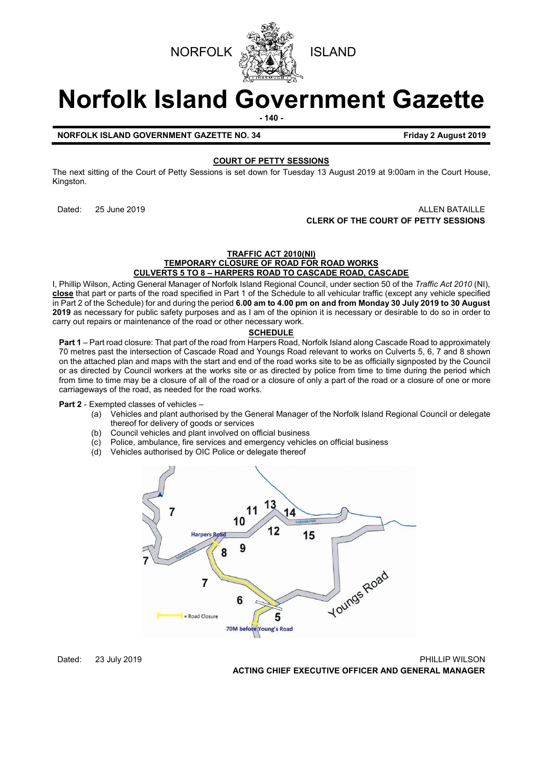NORFOLK ISLAND

# Norfolk Island Government Gazette

**NORFOLK ISLAND GOVERNMENT GAZETTE NO. 34** **Friday 2 August 2019**

## COURT OF PETTY SESSIONS

The next sitting of the Court of Petty Sessions is set down for Tuesday 13 August 2019 at 9:00am in the Court House, Kingston.

Dated: 25 June 2019

ALLEN BATAILLE
**CLERK OF THE COURT OF PETTY SESSIONS**

## TRAFFIC ACT 2010(NI)
## TEMPORARY CLOSURE OF ROAD FOR ROAD WORKS
## CULVERTS 5 TO 8 – HARPERS ROAD TO CASCADE ROAD, CASCADE

I, Phillip Wilson, Acting General Manager of Norfolk Island Regional Council, under section 50 of the *Traffic Act 2010* (NI), **close** that part or parts of the road specified in Part 1 of the Schedule to all vehicular traffic (except any vehicle specified in Part 2 of the Schedule) for and during the period **6.00 am to 4.00 pm on and from Monday 30 July 2019 to 30 August 2019** as necessary for public safety purposes and as I am of the opinion it is necessary or desirable to do so in order to carry out repairs or maintenance of the road or other necessary work.

### SCHEDULE

**Part 1** – Part road closure: That part of the road from Harpers Road, Norfolk Island along Cascade Road to approximately 70 metres past the intersection of Cascade Road and Youngs Road relevant to works on Culverts 5, 6, 7 and 8 shown on the attached plan and maps with the start and end of the road works site to be as officially signposted by the Council or as directed by Council workers at the works site or as directed by police from time to time during the period which from time to time may be a closure of all of the road or a closure of only a part of the road or a closure of one or more carriageways of the road, as needed for the road works.

**Part 2** - Exempted classes of vehicles –

(a) Vehicles and plant authorised by the General Manager of the Norfolk Island Regional Council or delegate thereof for delivery of goods or services
(b) Council vehicles and plant involved on official business
(c) Police, ambulance, fire services and emergency vehicles on official business
(d) Vehicles authorised by OIC Police or delegate thereof

Dated: 23 July 2019

PHILLIP WILSON
**ACTING CHIEF EXECUTIVE OFFICER AND GENERAL MANAGER**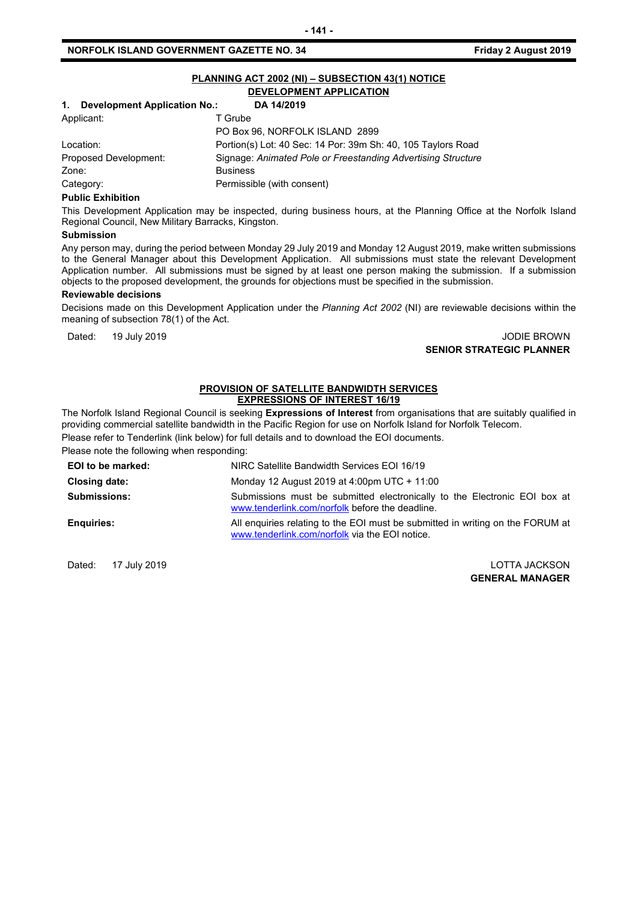## PLANNING ACT 2002 (NI) – SUBSECTION 43(1) NOTICE

### DEVELOPMENT APPLICATION

**1. Development Application No.:** **DA 14/2019**

| | |
|---|---|
| Applicant: | T Grube<br>PO Box 96, NORFOLK ISLAND 2899 |
| Location: | Portion(s) Lot: 40 Sec: 14 Por: 39m Sh: 40, 105 Taylors Road |
| Proposed Development: | Signage: *Animated Pole or Freestanding Advertising Structure* |
| Zone: | Business |
| Category: | Permissible (with consent) |

**Public Exhibition**

This Development Application may be inspected, during business hours, at the Planning Office at the Norfolk Island Regional Council, New Military Barracks, Kingston.

**Submission**

Any person may, during the period between Monday 29 July 2019 and Monday 12 August 2019, make written submissions to the General Manager about this Development Application. All submissions must state the relevant Development Application number. All submissions must be signed by at least one person making the submission. If a submission objects to the proposed development, the grounds for objections must be specified in the submission.

**Reviewable decisions**

Decisions made on this Development Application under the *Planning Act 2002* (NI) are reviewable decisions within the meaning of subsection 78(1) of the Act.

Dated: 19 July 2019

JODIE BROWN
**SENIOR STRATEGIC PLANNER**

## PROVISION OF SATELLITE BANDWIDTH SERVICES

### EXPRESSIONS OF INTEREST 16/19

The Norfolk Island Regional Council is seeking **Expressions of Interest** from organisations that are suitably qualified in providing commercial satellite bandwidth in the Pacific Region for use on Norfolk Island for Norfolk Telecom.

Please refer to Tenderlink (link below) for full details and to download the EOI documents.

Please note the following when responding:

| | |
|---|---|
| **EOI to be marked:** | NIRC Satellite Bandwidth Services EOI 16/19 |
| **Closing date:** | Monday 12 August 2019 at 4:00pm UTC + 11:00 |
| **Submissions:** | Submissions must be submitted electronically to the Electronic EOI box at www.tenderlink.com/norfolk before the deadline. |
| **Enquiries:** | All enquiries relating to the EOI must be submitted in writing on the FORUM at www.tenderlink.com/norfolk via the EOI notice. |

Dated: 17 July 2019

LOTTA JACKSON
**GENERAL MANAGER**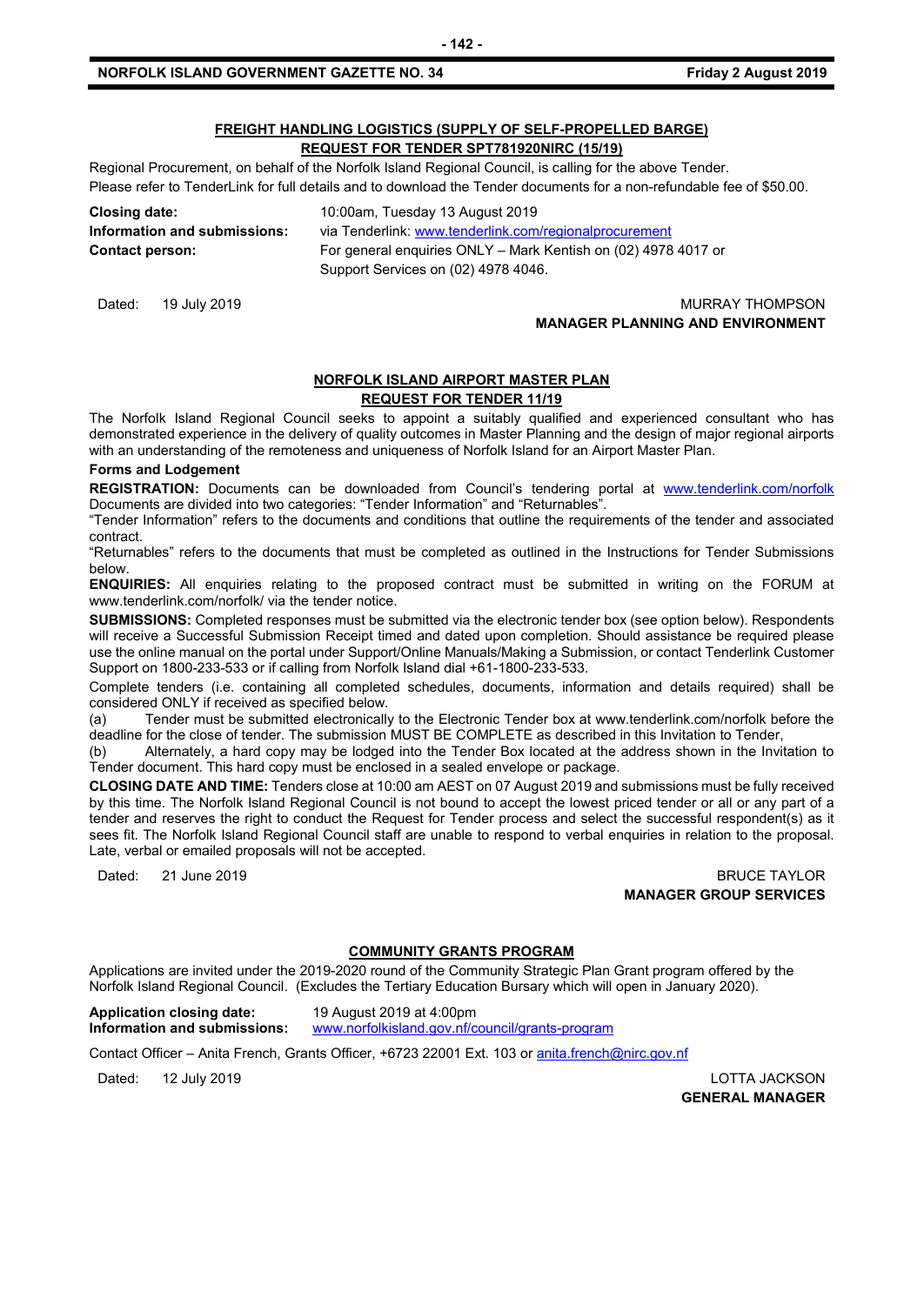## FREIGHT HANDLING LOGISTICS (SUPPLY OF SELF-PROPELLED BARGE) REQUEST FOR TENDER SPT781920NIRC (15/19)

Regional Procurement, on behalf of the Norfolk Island Regional Council, is calling for the above Tender.
Please refer to TenderLink for full details and to download the Tender documents for a non-refundable fee of $50.00.

**Closing date:** 10:00am, Tuesday 13 August 2019
**Information and submissions:** via Tenderlink: [www.tenderlink.com/regionalprocurement](http://www.tenderlink.com/regionalprocurement)
**Contact person:** For general enquiries ONLY – Mark Kentish on (02) 4978 4017 or Support Services on (02) 4978 4046.

Dated: 19 July 2019

MURRAY THOMPSON
**MANAGER PLANNING AND ENVIRONMENT**

## NORFOLK ISLAND AIRPORT MASTER PLAN REQUEST FOR TENDER 11/19

The Norfolk Island Regional Council seeks to appoint a suitably qualified and experienced consultant who has demonstrated experience in the delivery of quality outcomes in Master Planning and the design of major regional airports with an understanding of the remoteness and uniqueness of Norfolk Island for an Airport Master Plan.

**Forms and Lodgement**

**REGISTRATION:** Documents can be downloaded from Council's tendering portal at [www.tenderlink.com/norfolk](http://www.tenderlink.com/norfolk) Documents are divided into two categories: "Tender Information" and "Returnables".

"Tender Information" refers to the documents and conditions that outline the requirements of the tender and associated contract.

"Returnables" refers to the documents that must be completed as outlined in the Instructions for Tender Submissions below.

**ENQUIRIES:** All enquiries relating to the proposed contract must be submitted in writing on the FORUM at www.tenderlink.com/norfolk/ via the tender notice.

**SUBMISSIONS:** Completed responses must be submitted via the electronic tender box (see option below). Respondents will receive a Successful Submission Receipt timed and dated upon completion. Should assistance be required please use the online manual on the portal under Support/Online Manuals/Making a Submission, or contact Tenderlink Customer Support on 1800-233-533 or if calling from Norfolk Island dial +61-1800-233-533.

Complete tenders (i.e. containing all completed schedules, documents, information and details required) shall be considered ONLY if received as specified below.

(a) Tender must be submitted electronically to the Electronic Tender box at www.tenderlink.com/norfolk before the deadline for the close of tender. The submission MUST BE COMPLETE as described in this Invitation to Tender,

(b) Alternately, a hard copy may be lodged into the Tender Box located at the address shown in the Invitation to Tender document. This hard copy must be enclosed in a sealed envelope or package.

**CLOSING DATE AND TIME:** Tenders close at 10:00 am AEST on 07 August 2019 and submissions must be fully received by this time. The Norfolk Island Regional Council is not bound to accept the lowest priced tender or all or any part of a tender and reserves the right to conduct the Request for Tender process and select the successful respondent(s) as it sees fit. The Norfolk Island Regional Council staff are unable to respond to verbal enquiries in relation to the proposal. Late, verbal or emailed proposals will not be accepted.

Dated: 21 June 2019

BRUCE TAYLOR
**MANAGER GROUP SERVICES**

## COMMUNITY GRANTS PROGRAM

Applications are invited under the 2019-2020 round of the Community Strategic Plan Grant program offered by the Norfolk Island Regional Council. (Excludes the Tertiary Education Bursary which will open in January 2020).

**Application closing date:** 19 August 2019 at 4:00pm
**Information and submissions:** [www.norfolkisland.gov.nf/council/grants-program](http://www.norfolkisland.gov.nf/council/grants-program)

Contact Officer – Anita French, Grants Officer, +6723 22001 Ext. 103 or [anita.french@nirc.gov.nf](mailto:anita.french@nirc.gov.nf)

Dated: 12 July 2019

LOTTA JACKSON
**GENERAL MANAGER**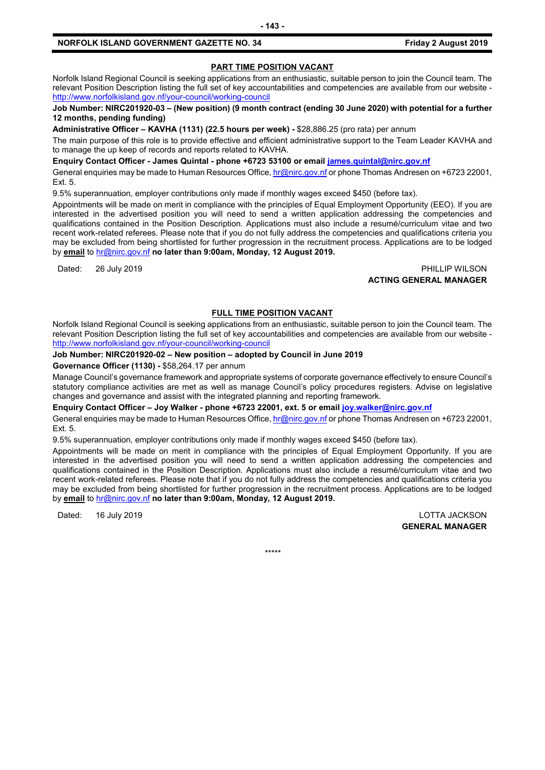## PART TIME POSITION VACANT

Norfolk Island Regional Council is seeking applications from an enthusiastic, suitable person to join the Council team. The relevant Position Description listing the full set of key accountabilities and competencies are available from our website - http://www.norfolkisland.gov.nf/your-council/working-council

**Job Number: NIRC201920-03 – (New position) (9 month contract (ending 30 June 2020) with potential for a further 12 months, pending funding)**

**Administrative Officer – KAVHA (1131) (22.5 hours per week) -** $28,886.25 (pro rata) per annum

The main purpose of this role is to provide effective and efficient administrative support to the Team Leader KAVHA and to manage the up keep of records and reports related to KAVHA.

**Enquiry Contact Officer - James Quintal - phone +6723 53100 or email james.quintal@nirc.gov.nf**

General enquiries may be made to Human Resources Office, hr@nirc.gov.nf or phone Thomas Andresen on +6723 22001, Ext. 5.

9.5% superannuation, employer contributions only made if monthly wages exceed $450 (before tax).

Appointments will be made on merit in compliance with the principles of Equal Employment Opportunity (EEO). If you are interested in the advertised position you will need to send a written application addressing the competencies and qualifications contained in the Position Description. Applications must also include a resumé/curriculum vitae and two recent work-related referees. Please note that if you do not fully address the competencies and qualifications criteria you may be excluded from being shortlisted for further progression in the recruitment process. Applications are to be lodged by **email** to hr@nirc.gov.nf **no later than 9:00am, Monday, 12 August 2019.**

Dated: 26 July 2019

PHILLIP WILSON
**ACTING GENERAL MANAGER**

## FULL TIME POSITION VACANT

Norfolk Island Regional Council is seeking applications from an enthusiastic, suitable person to join the Council team. The relevant Position Description listing the full set of key accountabilities and competencies are available from our website - http://www.norfolkisland.gov.nf/your-council/working-council

**Job Number: NIRC201920-02 – New position – adopted by Council in June 2019**

**Governance Officer (1130) -** $58,264.17 per annum

Manage Council's governance framework and appropriate systems of corporate governance effectively to ensure Council's statutory compliance activities are met as well as manage Council's policy procedures registers. Advise on legislative changes and governance and assist with the integrated planning and reporting framework.

**Enquiry Contact Officer – Joy Walker - phone +6723 22001, ext. 5 or email joy.walker@nirc.gov.nf**

General enquiries may be made to Human Resources Office, hr@nirc.gov.nf or phone Thomas Andresen on +6723 22001, Ext. 5.

9.5% superannuation, employer contributions only made if monthly wages exceed $450 (before tax).

Appointments will be made on merit in compliance with the principles of Equal Employment Opportunity. If you are interested in the advertised position you will need to send a written application addressing the competencies and qualifications contained in the Position Description. Applications must also include a resumé/curriculum vitae and two recent work-related referees. Please note that if you do not fully address the competencies and qualifications criteria you may be excluded from being shortlisted for further progression in the recruitment process. Applications are to be lodged by **email** to hr@nirc.gov.nf **no later than 9:00am, Monday, 12 August 2019.**

Dated: 16 July 2019

LOTTA JACKSON
**GENERAL MANAGER**

*****